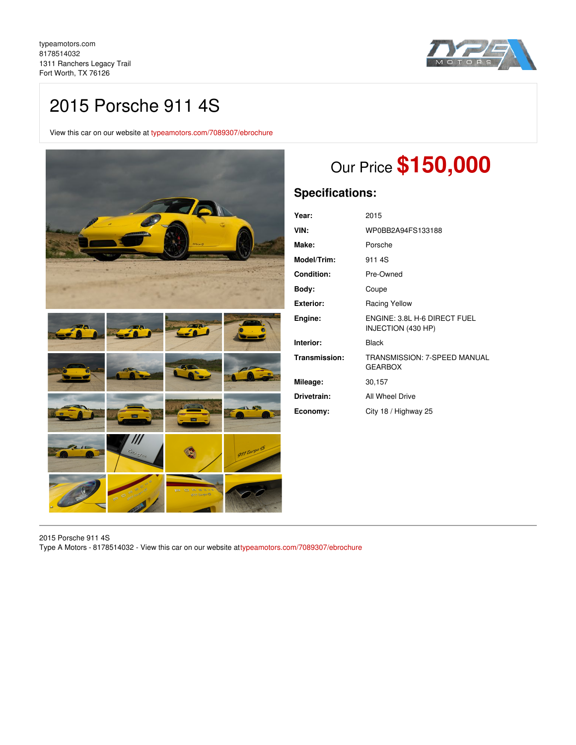typeamotors.com
8178514032
1311 Ranchers Legacy Trail
Fort Worth, TX 76126

# 2015 Porsche 911 4S

View this car on our website at typeamotors.com/7089307/ebrochure

## Our Price **$150,000**

### Specifications:

| | |
|---|---|
| **Year:** | 2015 |
| **VIN:** | WP0BB2A94FS133188 |
| **Make:** | Porsche |
| **Model/Trim:** | 911 4S |
| **Condition:** | Pre-Owned |
| **Body:** | Coupe |
| **Exterior:** | Racing Yellow |
| **Engine:** | ENGINE: 3.8L H-6 DIRECT FUEL INJECTION (430 HP) |
| **Interior:** | Black |
| **Transmission:** | TRANSMISSION: 7-SPEED MANUAL GEARBOX |
| **Mileage:** | 30,157 |
| **Drivetrain:** | All Wheel Drive |
| **Economy:** | City 18 / Highway 25 |

2015 Porsche 911 4S
Type A Motors - 8178514032 - View this car on our website at typeamotors.com/7089307/ebrochure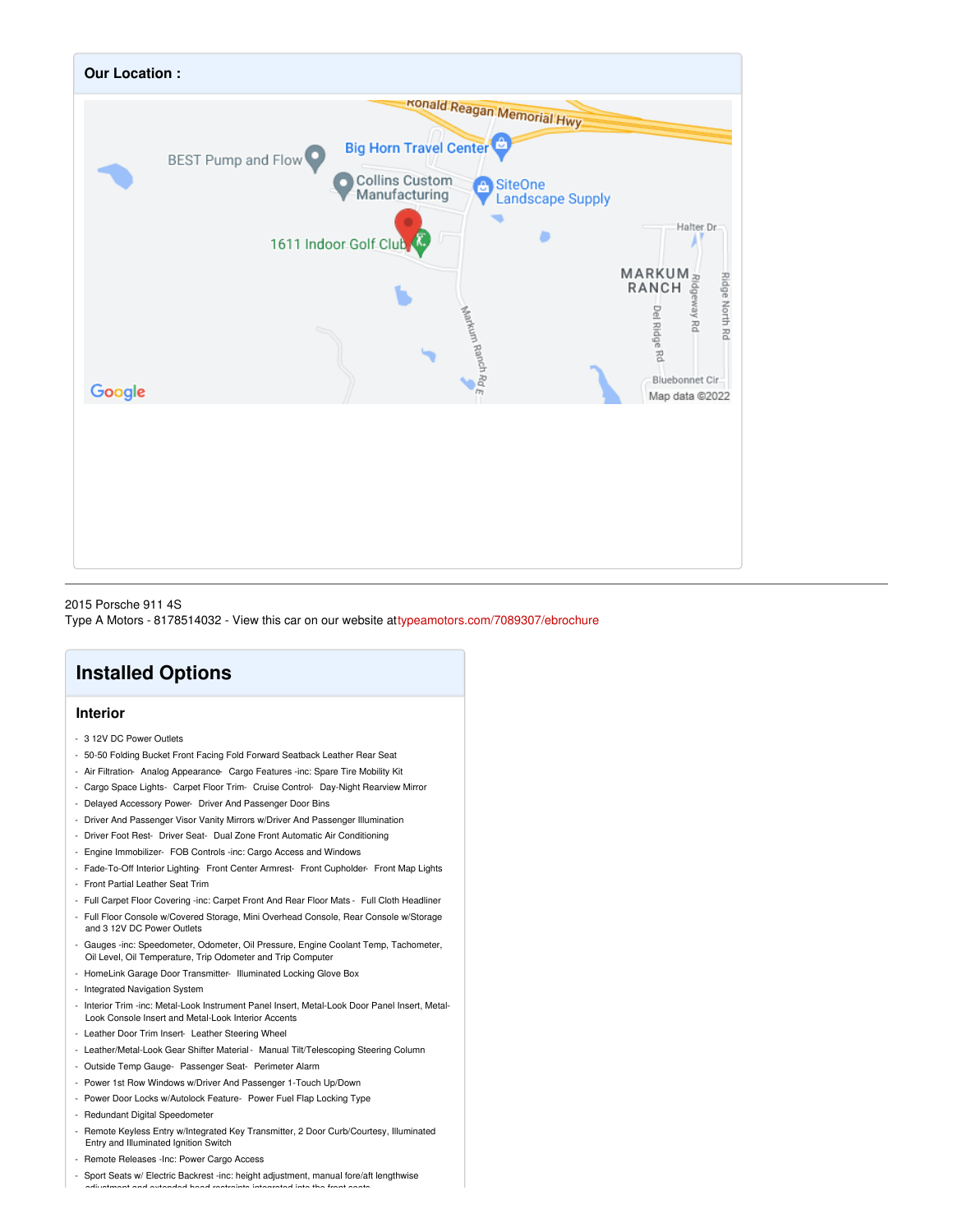## Our Location :

---

2015 Porsche 911 4S
Type A Motors - 8178514032 - View this car on our website at typeamotors.com/7089307/ebrochure

# Installed Options

## Interior

- 3 12V DC Power Outlets
- 50-50 Folding Bucket Front Facing Fold Forward Seatback Leather Rear Seat
- Air Filtration- Analog Appearance- Cargo Features -inc: Spare Tire Mobility Kit
- Cargo Space Lights- Carpet Floor Trim- Cruise Control- Day-Night Rearview Mirror
- Delayed Accessory Power- Driver And Passenger Door Bins
- Driver And Passenger Visor Vanity Mirrors w/Driver And Passenger Illumination
- Driver Foot Rest- Driver Seat- Dual Zone Front Automatic Air Conditioning
- Engine Immobilizer- FOB Controls -inc: Cargo Access and Windows
- Fade-To-Off Interior Lighting- Front Center Armrest- Front Cupholder- Front Map Lights
- Front Partial Leather Seat Trim
- Full Carpet Floor Covering -inc: Carpet Front And Rear Floor Mats - Full Cloth Headliner
- Full Floor Console w/Covered Storage, Mini Overhead Console, Rear Console w/Storage and 3 12V DC Power Outlets
- Gauges -inc: Speedometer, Odometer, Oil Pressure, Engine Coolant Temp, Tachometer, Oil Level, Oil Temperature, Trip Odometer and Trip Computer
- HomeLink Garage Door Transmitter- Illuminated Locking Glove Box
- Integrated Navigation System
- Interior Trim -inc: Metal-Look Instrument Panel Insert, Metal-Look Door Panel Insert, Metal-Look Console Insert and Metal-Look Interior Accents
- Leather Door Trim Insert- Leather Steering Wheel
- Leather/Metal-Look Gear Shifter Material - Manual Tilt/Telescoping Steering Column
- Outside Temp Gauge- Passenger Seat- Perimeter Alarm
- Power 1st Row Windows w/Driver And Passenger 1-Touch Up/Down
- Power Door Locks w/Autolock Feature- Power Fuel Flap Locking Type
- Redundant Digital Speedometer
- Remote Keyless Entry w/Integrated Key Transmitter, 2 Door Curb/Courtesy, Illuminated Entry and Illuminated Ignition Switch
- Remote Releases -Inc: Power Cargo Access
- Sport Seats w/ Electric Backrest -inc: height adjustment, manual fore/aft lengthwise adjustment and extended head restraints integrated into the front seats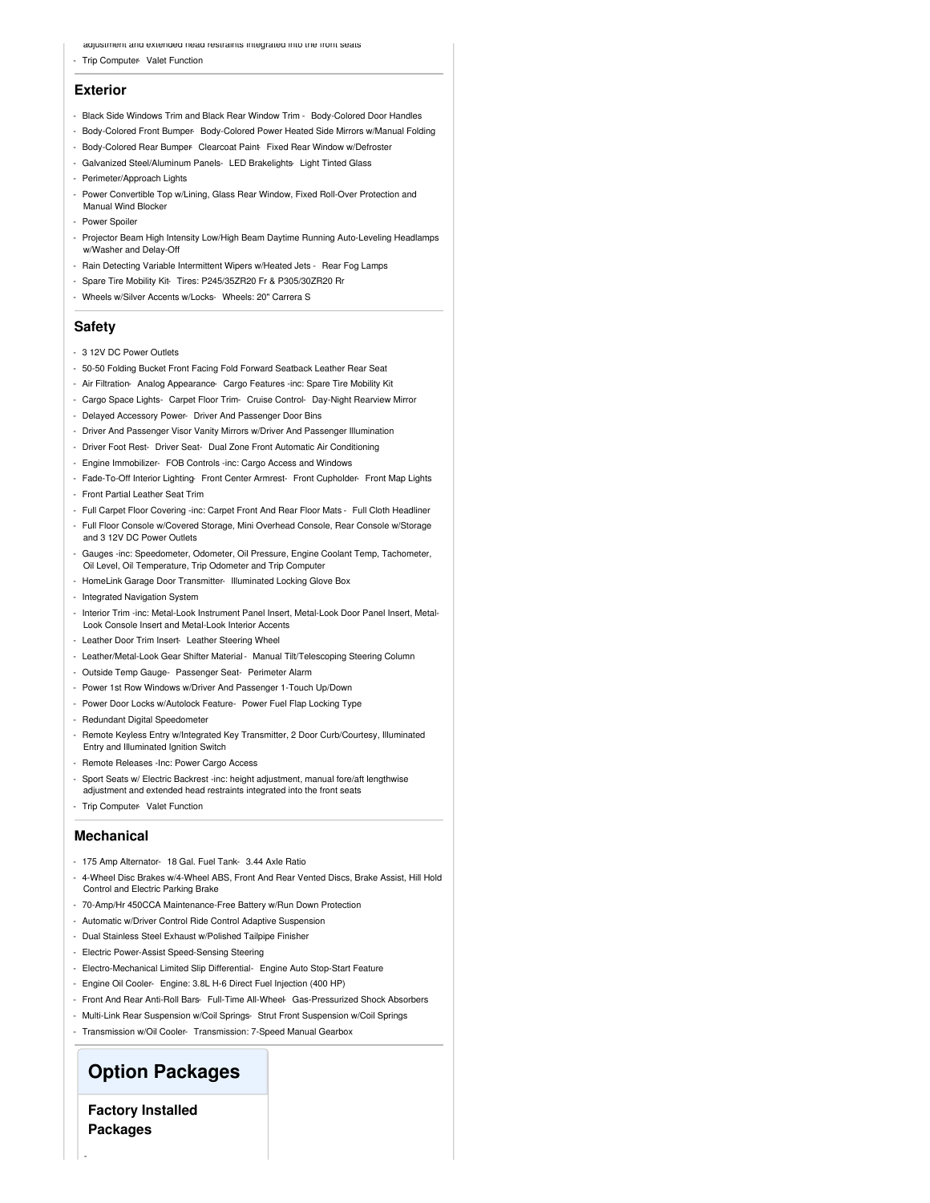adjustment and extended head restraints integrated into the front seats

- Trip Computer- Valet Function

## Exterior

- Black Side Windows Trim and Black Rear Window Trim - Body-Colored Door Handles
- Body-Colored Front Bumper- Body-Colored Power Heated Side Mirrors w/Manual Folding
- Body-Colored Rear Bumper- Clearcoat Paint- Fixed Rear Window w/Defroster
- Galvanized Steel/Aluminum Panels- LED Brakelights- Light Tinted Glass
- Perimeter/Approach Lights
- Power Convertible Top w/Lining, Glass Rear Window, Fixed Roll-Over Protection and Manual Wind Blocker
- Power Spoiler
- Projector Beam High Intensity Low/High Beam Daytime Running Auto-Leveling Headlamps w/Washer and Delay-Off
- Rain Detecting Variable Intermittent Wipers w/Heated Jets - Rear Fog Lamps
- Spare Tire Mobility Kit- Tires: P245/35ZR20 Fr & P305/30ZR20 Rr
- Wheels w/Silver Accents w/Locks- Wheels: 20" Carrera S

## Safety

- 3 12V DC Power Outlets
- 50-50 Folding Bucket Front Facing Fold Forward Seatback Leather Rear Seat
- Air Filtration- Analog Appearance- Cargo Features -inc: Spare Tire Mobility Kit
- Cargo Space Lights- Carpet Floor Trim- Cruise Control- Day-Night Rearview Mirror
- Delayed Accessory Power- Driver And Passenger Door Bins
- Driver And Passenger Visor Vanity Mirrors w/Driver And Passenger Illumination
- Driver Foot Rest- Driver Seat- Dual Zone Front Automatic Air Conditioning
- Engine Immobilizer- FOB Controls -inc: Cargo Access and Windows
- Fade-To-Off Interior Lighting- Front Center Armrest- Front Cupholder- Front Map Lights
- Front Partial Leather Seat Trim
- Full Carpet Floor Covering -inc: Carpet Front And Rear Floor Mats - Full Cloth Headliner
- Full Floor Console w/Covered Storage, Mini Overhead Console, Rear Console w/Storage and 3 12V DC Power Outlets
- Gauges -inc: Speedometer, Odometer, Oil Pressure, Engine Coolant Temp, Tachometer, Oil Level, Oil Temperature, Trip Odometer and Trip Computer
- HomeLink Garage Door Transmitter- Illuminated Locking Glove Box
- Integrated Navigation System
- Interior Trim -inc: Metal-Look Instrument Panel Insert, Metal-Look Door Panel Insert, Metal-Look Console Insert and Metal-Look Interior Accents
- Leather Door Trim Insert- Leather Steering Wheel
- Leather/Metal-Look Gear Shifter Material - Manual Tilt/Telescoping Steering Column
- Outside Temp Gauge- Passenger Seat- Perimeter Alarm
- Power 1st Row Windows w/Driver And Passenger 1-Touch Up/Down
- Power Door Locks w/Autolock Feature- Power Fuel Flap Locking Type
- Redundant Digital Speedometer
- Remote Keyless Entry w/Integrated Key Transmitter, 2 Door Curb/Courtesy, Illuminated Entry and Illuminated Ignition Switch
- Remote Releases -Inc: Power Cargo Access
- Sport Seats w/ Electric Backrest -inc: height adjustment, manual fore/aft lengthwise adjustment and extended head restraints integrated into the front seats
- Trip Computer- Valet Function

## Mechanical

- 175 Amp Alternator- 18 Gal. Fuel Tank- 3.44 Axle Ratio
- 4-Wheel Disc Brakes w/4-Wheel ABS, Front And Rear Vented Discs, Brake Assist, Hill Hold Control and Electric Parking Brake
- 70-Amp/Hr 450CCA Maintenance-Free Battery w/Run Down Protection
- Automatic w/Driver Control Ride Control Adaptive Suspension
- Dual Stainless Steel Exhaust w/Polished Tailpipe Finisher
- Electric Power-Assist Speed-Sensing Steering
- Electro-Mechanical Limited Slip Differential- Engine Auto Stop-Start Feature
- Engine Oil Cooler- Engine: 3.8L H-6 Direct Fuel Injection (400 HP)
- Front And Rear Anti-Roll Bars- Full-Time All-Wheel- Gas-Pressurized Shock Absorbers
- Multi-Link Rear Suspension w/Coil Springs- Strut Front Suspension w/Coil Springs
- Transmission w/Oil Cooler- Transmission: 7-Speed Manual Gearbox

# Option Packages

### Factory Installed Packages

-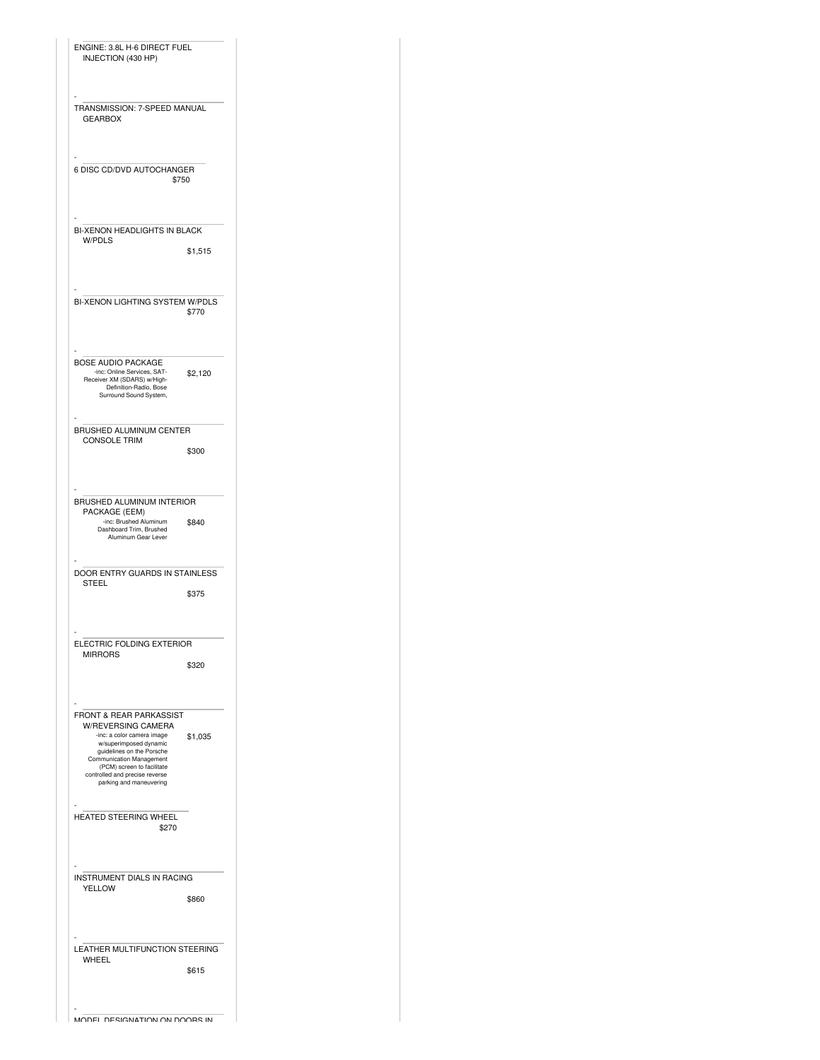ENGINE: 3.8L H-6 DIRECT FUEL INJECTION (430 HP)

-

TRANSMISSION: 7-SPEED MANUAL GEARBOX

-

6 DISC CD/DVD AUTOCHANGER $750

-

BI-XENON HEADLIGHTS IN BLACK W/PDLS $1,515

-

BI-XENON LIGHTING SYSTEM W/PDLS $770

-

BOSE AUDIO PACKAGE $2,120
-inc: Online Services, SAT-Receiver XM (SDARS) w/High-Definition-Radio, Bose Surround Sound System,

-

BRUSHED ALUMINUM CENTER CONSOLE TRIM $300

-

BRUSHED ALUMINUM INTERIOR PACKAGE (EEM) $840
-inc: Brushed Aluminum Dashboard Trim, Brushed Aluminum Gear Lever

-

DOOR ENTRY GUARDS IN STAINLESS STEEL $375

-

ELECTRIC FOLDING EXTERIOR MIRRORS $320

-

FRONT & REAR PARKASSIST W/REVERSING CAMERA $1,035
-inc: a color camera image w/superimposed dynamic guidelines on the Porsche Communication Management (PCM) screen to facilitate controlled and precise reverse parking and maneuvering

-

HEATED STEERING WHEEL $270

-

INSTRUMENT DIALS IN RACING YELLOW $860

-

LEATHER MULTIFUNCTION STEERING WHEEL $615

-

MODEL DESIGNATION ON DOORS IN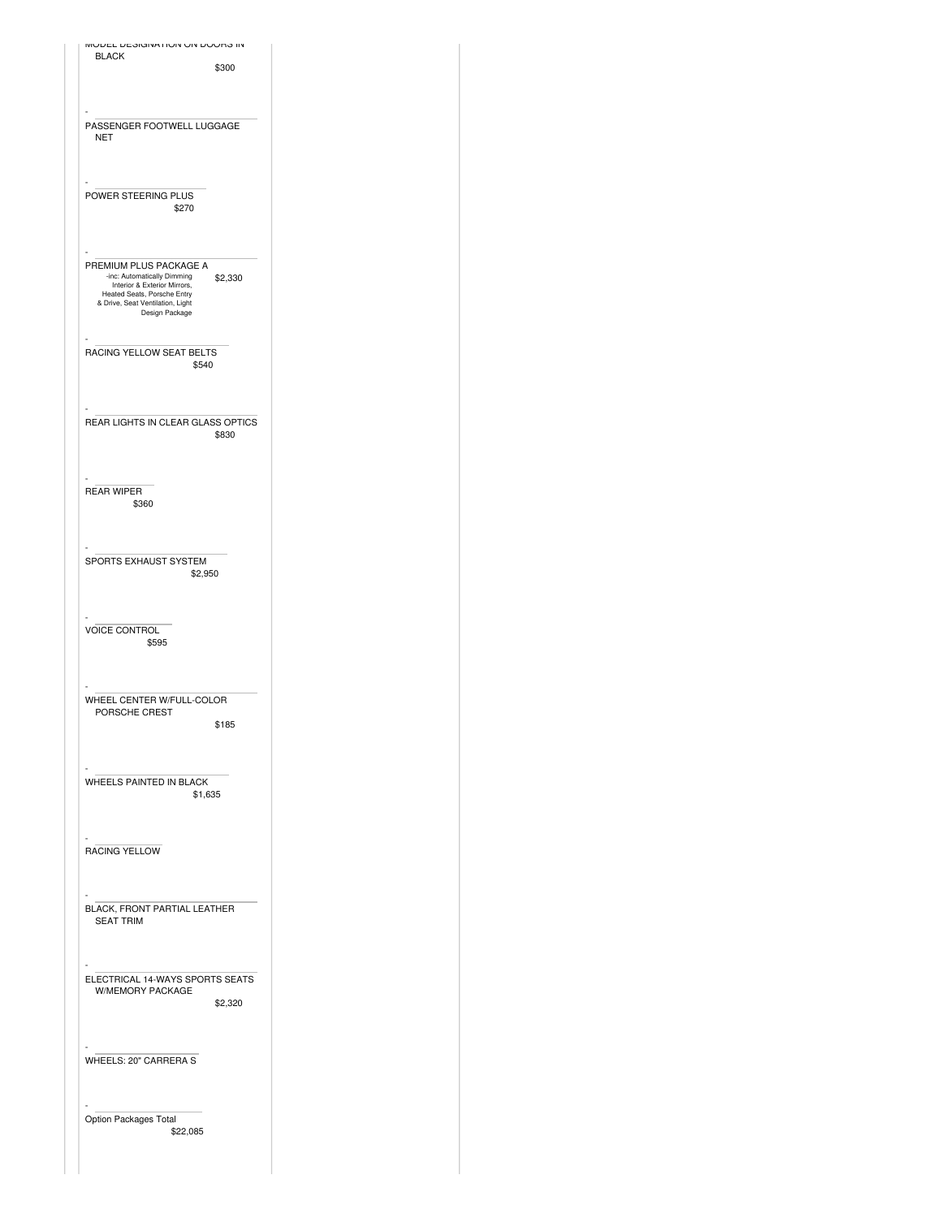MODEL DESIGNATION ON DOORS IN BLACK $300

- PASSENGER FOOTWELL LUGGAGE NET

- POWER STEERING PLUS $270

- PREMIUM PLUS PACKAGE A $2,330
  -inc: Automatically Dimming Interior & Exterior Mirrors, Heated Seats, Porsche Entry & Drive, Seat Ventilation, Light Design Package

- RACING YELLOW SEAT BELTS $540

- REAR LIGHTS IN CLEAR GLASS OPTICS $830

- REAR WIPER $360

- SPORTS EXHAUST SYSTEM $2,950

- VOICE CONTROL $595

- WHEEL CENTER W/FULL-COLOR PORSCHE CREST $185

- WHEELS PAINTED IN BLACK $1,635

- RACING YELLOW

- BLACK, FRONT PARTIAL LEATHER SEAT TRIM

- ELECTRICAL 14-WAYS SPORTS SEATS W/MEMORY PACKAGE $2,320

- WHEELS: 20" CARRERA S

- Option Packages Total $22,085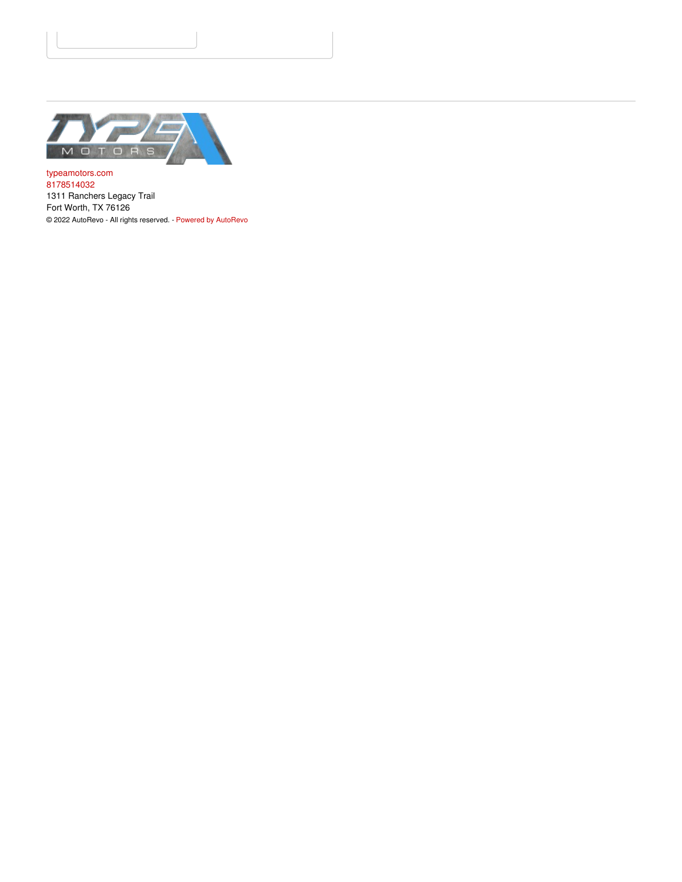typeamotors.com
8178514032
1311 Ranchers Legacy Trail
Fort Worth, TX 76126
© 2022 AutoRevo - All rights reserved. - Powered by AutoRevo